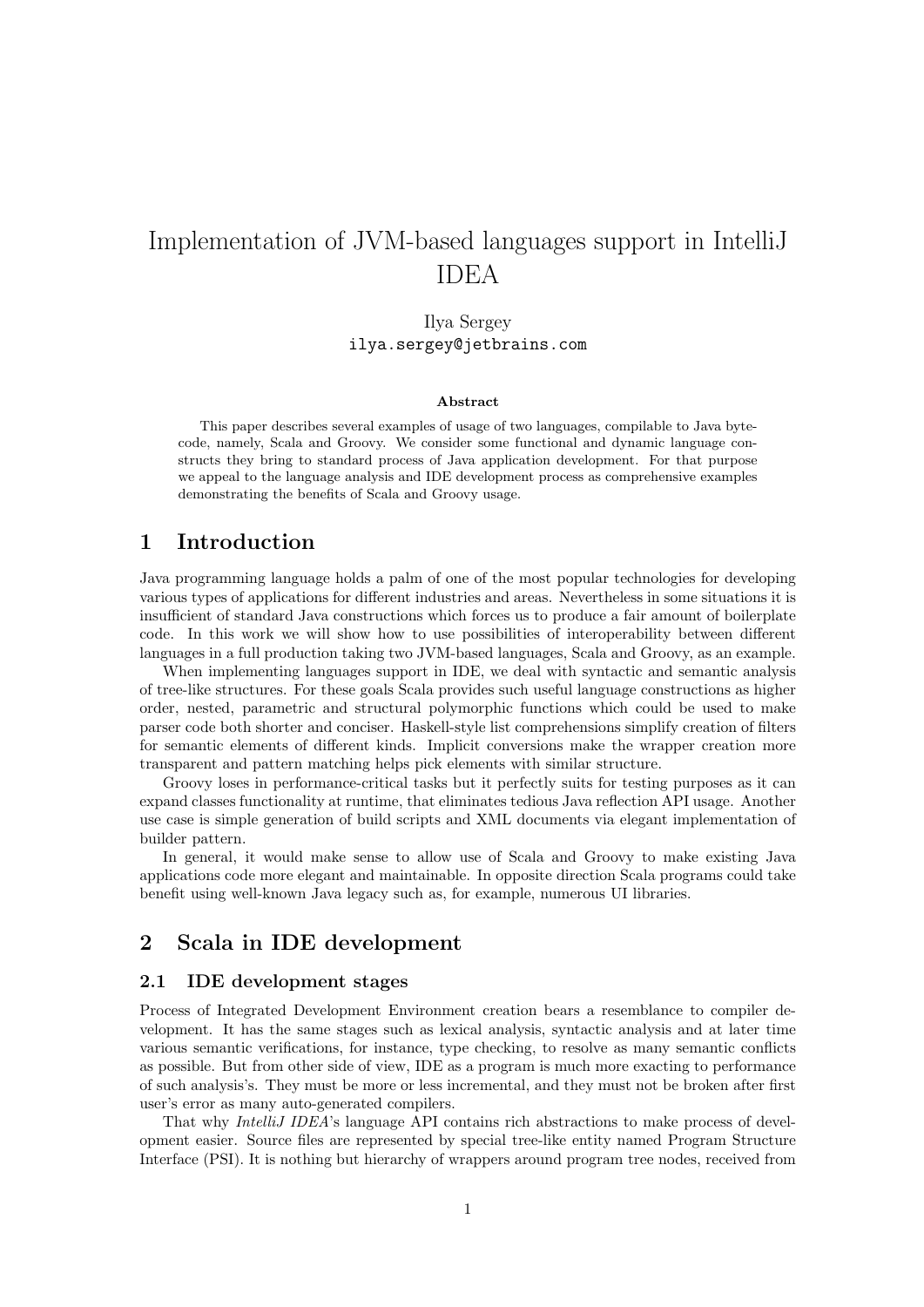# Implementation of JVM-based languages support in IntelliJ IDEA

Ilya Sergey
ilya.sergey@jetbrains.com

**Abstract**

This paper describes several examples of usage of two languages, compilable to Java bytecode, namely, Scala and Groovy. We consider some functional and dynamic language constructs they bring to standard process of Java application development. For that purpose we appeal to the language analysis and IDE development process as comprehensive examples demonstrating the benefits of Scala and Groovy usage.

## 1 Introduction

Java programming language holds a palm of one of the most popular technologies for developing various types of applications for different industries and areas. Nevertheless in some situations it is insufficient of standard Java constructions which forces us to produce a fair amount of boilerplate code. In this work we will show how to use possibilities of interoperability between different languages in a full production taking two JVM-based languages, Scala and Groovy, as an example.

When implementing languages support in IDE, we deal with syntactic and semantic analysis of tree-like structures. For these goals Scala provides such useful language constructions as higher order, nested, parametric and structural polymorphic functions which could be used to make parser code both shorter and conciser. Haskell-style list comprehensions simplify creation of filters for semantic elements of different kinds. Implicit conversions make the wrapper creation more transparent and pattern matching helps pick elements with similar structure.

Groovy loses in performance-critical tasks but it perfectly suits for testing purposes as it can expand classes functionality at runtime, that eliminates tedious Java reflection API usage. Another use case is simple generation of build scripts and XML documents via elegant implementation of builder pattern.

In general, it would make sense to allow use of Scala and Groovy to make existing Java applications code more elegant and maintainable. In opposite direction Scala programs could take benefit using well-known Java legacy such as, for example, numerous UI libraries.

## 2 Scala in IDE development

### 2.1 IDE development stages

Process of Integrated Development Environment creation bears a resemblance to compiler development. It has the same stages such as lexical analysis, syntactic analysis and at later time various semantic verifications, for instance, type checking, to resolve as many semantic conflicts as possible. But from other side of view, IDE as a program is much more exacting to performance of such analysis's. They must be more or less incremental, and they must not be broken after first user's error as many auto-generated compilers.

That why *IntelliJ IDEA*'s language API contains rich abstractions to make process of development easier. Source files are represented by special tree-like entity named Program Structure Interface (PSI). It is nothing but hierarchy of wrappers around program tree nodes, received from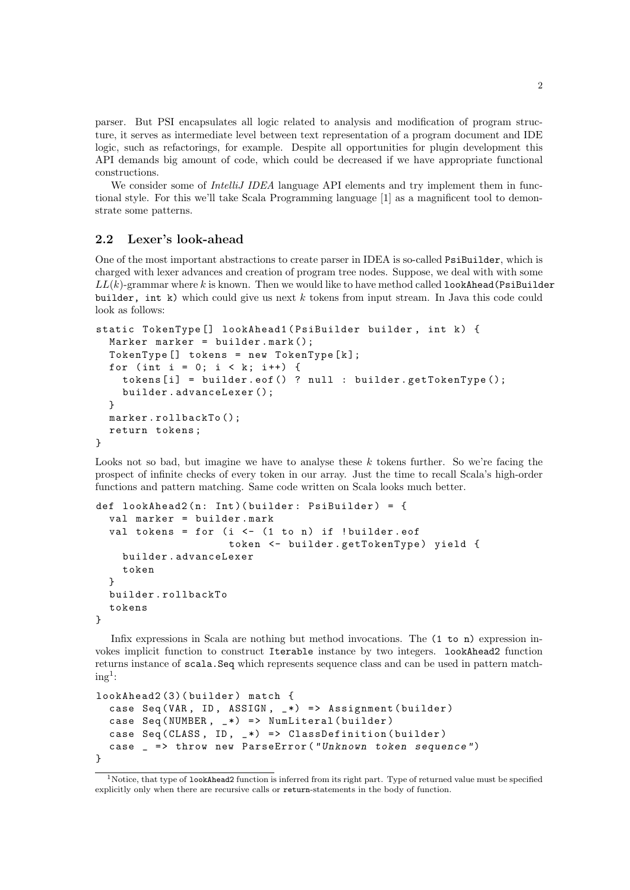parser. But PSI encapsulates all logic related to analysis and modification of program structure, it serves as intermediate level between text representation of a program document and IDE logic, such as refactorings, for example. Despite all opportunities for plugin development this API demands big amount of code, which could be decreased if we have appropriate functional constructions.

We consider some of *IntelliJ IDEA* language API elements and try implement them in functional style. For this we'll take Scala Programming language [1] as a magnificent tool to demonstrate some patterns.

## 2.2 Lexer's look-ahead

One of the most important abstractions to create parser in IDEA is so-called `PsiBuilder`, which is charged with lexer advances and creation of program tree nodes. Suppose, we deal with with some $LL(k)$-grammar where $k$ is known. Then we would like to have method called `lookAhead(PsiBuilder builder, int k)` which could give us next $k$ tokens from input stream. In Java this code could look as follows:

```
static TokenType[] lookAhead1(PsiBuilder builder, int k) {
  Marker marker = builder.mark();
  TokenType[] tokens = new TokenType[k];
  for (int i = 0; i < k; i++) {
    tokens[i] = builder.eof() ? null : builder.getTokenType();
    builder.advanceLexer();
  }
  marker.rollbackTo();
  return tokens;
}
```

Looks not so bad, but imagine we have to analyse these $k$ tokens further. So we're facing the prospect of infinite checks of every token in our array. Just the time to recall Scala's high-order functions and pattern matching. Same code written on Scala looks much better.

```
def lookAhead2(n: Int)(builder: PsiBuilder) = {
  val marker = builder.mark
  val tokens = for (i <- (1 to n) if !builder.eof
                   token <- builder.getTokenType) yield {
    builder.advanceLexer
    token
  }
  builder.rollbackTo
  tokens
}
```

Infix expressions in Scala are nothing but method invocations. The `(1 to n)` expression invokes implicit function to construct `Iterable` instance by two integers. `lookAhead2` function returns instance of `scala.Seq` which represents sequence class and can be used in pattern matching[1]:

```
lookAhead2(3)(builder) match {
  case Seq(VAR, ID, ASSIGN, _*) => Assignment(builder)
  case Seq(NUMBER, _*) => NumLiteral(builder)
  case Seq(CLASS, ID, _*) => ClassDefinition(builder)
  case _ => throw new ParseError("Unknown token sequence")
}
```

[1] Notice, that type of `lookAhead2` function is inferred from its right part. Type of returned value must be specified explicitly only when there are recursive calls or `return`-statements in the body of function.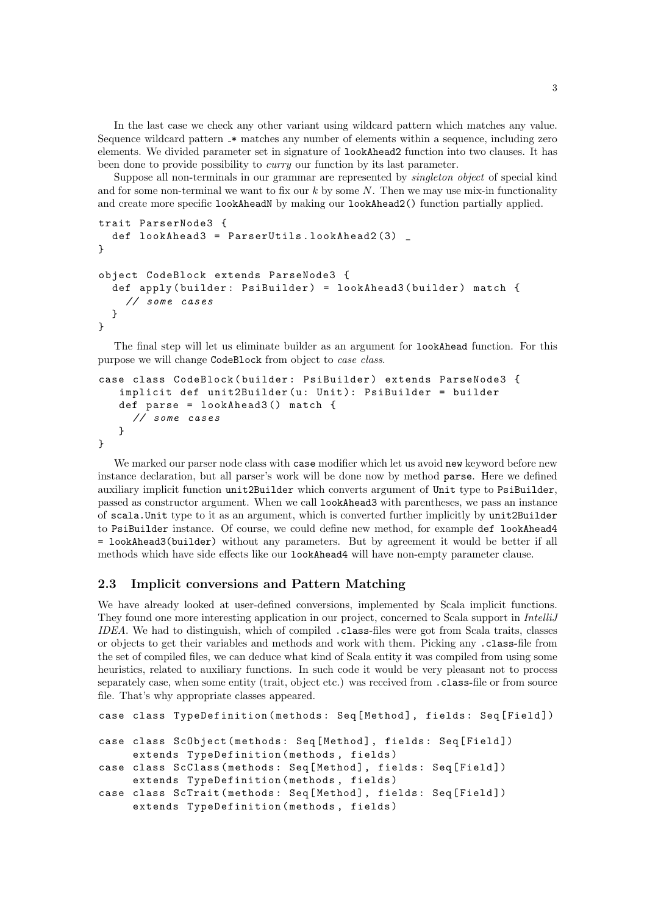In the last case we check any other variant using wildcard pattern which matches any value. Sequence wildcard pattern _* matches any number of elements within a sequence, including zero elements. We divided parameter set in signature of lookAhead2 function into two clauses. It has been done to provide possibility to *curry* our function by its last parameter.

Suppose all non-terminals in our grammar are represented by *singleton object* of special kind and for some non-terminal we want to fix our $k$ by some $N$. Then we may use mix-in functionality and create more specific lookAheadN by making our lookAhead2() function partially applied.

```
trait ParserNode3 {
  def lookAhead3 = ParserUtils.lookAhead2(3) _
}

object CodeBlock extends ParseNode3 {
  def apply(builder: PsiBuilder) = lookAhead3(builder) match {
    // some cases
  }
}
```

The final step will let us eliminate builder as an argument for lookAhead function. For this purpose we will change CodeBlock from object to *case class*.

```
case class CodeBlock(builder: PsiBuilder) extends ParseNode3 {
   implicit def unit2Builder(u: Unit): PsiBuilder = builder
   def parse = lookAhead3() match {
     // some cases
   }
}
```

We marked our parser node class with case modifier which let us avoid new keyword before new instance declaration, but all parser's work will be done now by method parse. Here we defined auxiliary implicit function unit2Builder which converts argument of Unit type to PsiBuilder, passed as constructor argument. When we call lookAhead3 with parentheses, we pass an instance of scala.Unit type to it as an argument, which is converted further implicitly by unit2Builder to PsiBuilder instance. Of course, we could define new method, for example def lookAhead4 = lookAhead3(builder) without any parameters. But by agreement it would be better if all methods which have side effects like our lookAhead4 will have non-empty parameter clause.

## 2.3 Implicit conversions and Pattern Matching

We have already looked at user-defined conversions, implemented by Scala implicit functions. They found one more interesting application in our project, concerned to Scala support in *IntelliJ IDEA*. We had to distinguish, which of compiled .class-files were got from Scala traits, classes or objects to get their variables and methods and work with them. Picking any .class-file from the set of compiled files, we can deduce what kind of Scala entity it was compiled from using some heuristics, related to auxiliary functions. In such code it would be very pleasant not to process separately case, when some entity (trait, object etc.) was received from .class-file or from source file. That's why appropriate classes appeared.

```
case class TypeDefinition(methods: Seq[Method], fields: Seq[Field])

case class ScObject(methods: Seq[Method], fields: Seq[Field])
     extends TypeDefinition(methods, fields)
case class ScClass(methods: Seq[Method], fields: Seq[Field])
     extends TypeDefinition(methods, fields)
case class ScTrait(methods: Seq[Method], fields: Seq[Field])
     extends TypeDefinition(methods, fields)
```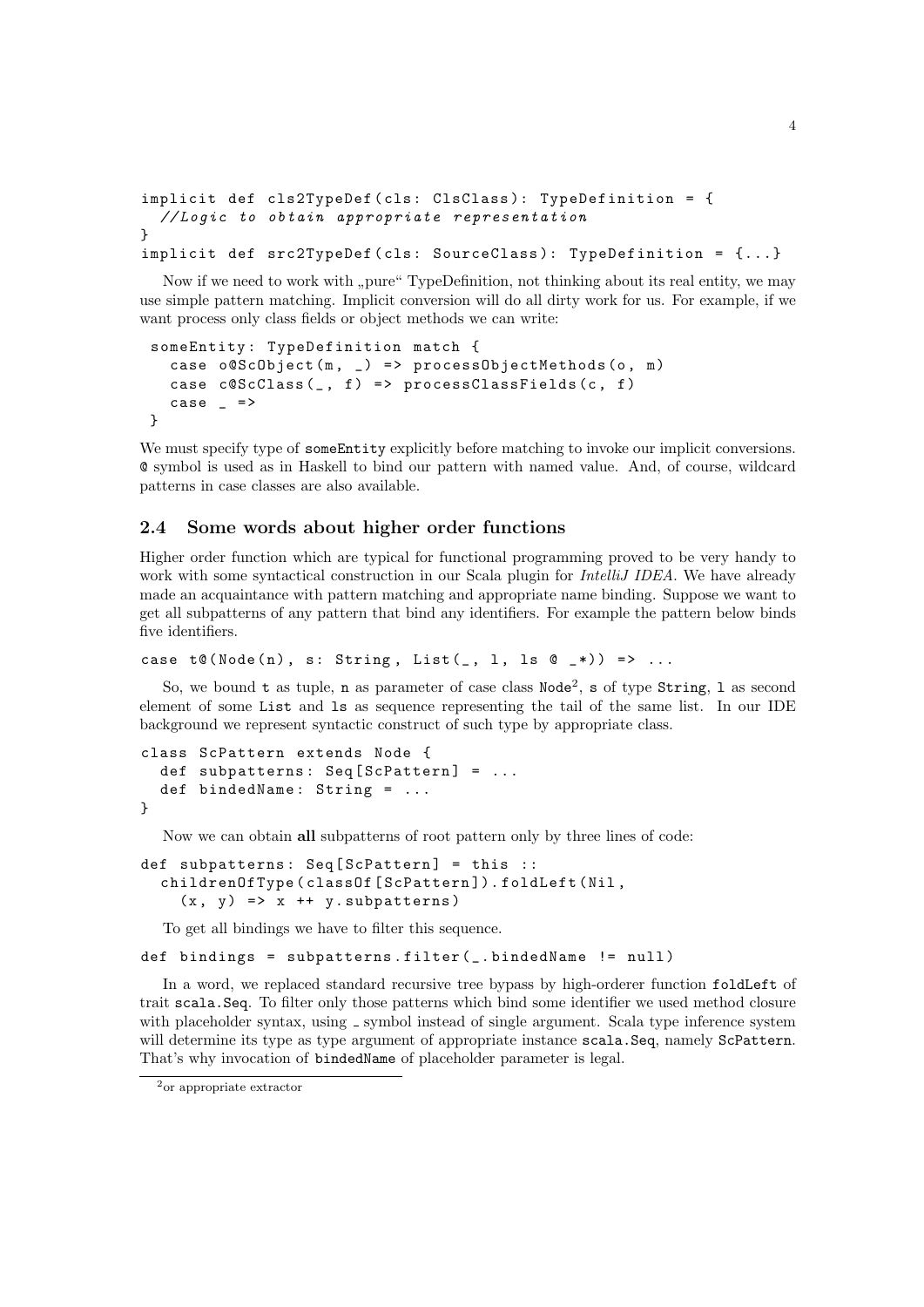```
implicit def cls2TypeDef(cls: ClsClass): TypeDefinition = {
  //Logic to obtain appropriate representation
}
implicit def src2TypeDef(cls: SourceClass): TypeDefinition = {...}
```

Now if we need to work with „pure“ TypeDefinition, not thinking about its real entity, we may use simple pattern matching. Implicit conversion will do all dirty work for us. For example, if we want process only class fields or object methods we can write:

```
 someEntity: TypeDefinition match {
   case o@ScObject(m, _) => processObjectMethods(o, m)
   case c@ScClass(_, f) => processClassFields(c, f)
   case _ =>
 }
```

We must specify type of `someEntity` explicitly before matching to invoke our implicit conversions. `@` symbol is used as in Haskell to bind our pattern with named value. And, of course, wildcard patterns in case classes are also available.

## 2.4 Some words about higher order functions

Higher order function which are typical for functional programming proved to be very handy to work with some syntactical construction in our Scala plugin for *IntelliJ IDEA*. We have already made an acquaintance with pattern matching and appropriate name binding. Suppose we want to get all subpatterns of any pattern that bind any identifiers. For example the pattern below binds five identifiers.

```
case t@(Node(n), s: String, List(_, l, ls @ _*)) => ...
```

So, we bound `t` as tuple, `n` as parameter of case class `Node`[2], `s` of type `String`, `l` as second element of some `List` and `ls` as sequence representing the tail of the same list. In our IDE background we represent syntactic construct of such type by appropriate class.

```
class ScPattern extends Node {
  def subpatterns: Seq[ScPattern] = ...
  def bindedName: String = ...
}
```

Now we can obtain **all** subpatterns of root pattern only by three lines of code:

```
def subpatterns: Seq[ScPattern] = this ::
  childrenOfType(classOf[ScPattern]).foldLeft(Nil,
    (x, y) => x ++ y.subpatterns)
```

To get all bindings we have to filter this sequence.

```
def bindings = subpatterns.filter(_.bindedName != null)
```

In a word, we replaced standard recursive tree bypass by high-orderer function `foldLeft` of trait `scala.Seq`. To filter only those patterns which bind some identifier we used method closure with placeholder syntax, using _ symbol instead of single argument. Scala type inference system will determine its type as type argument of appropriate instance `scala.Seq`, namely `ScPattern`. That's why invocation of `bindedName` of placeholder parameter is legal.

[2] or appropriate extractor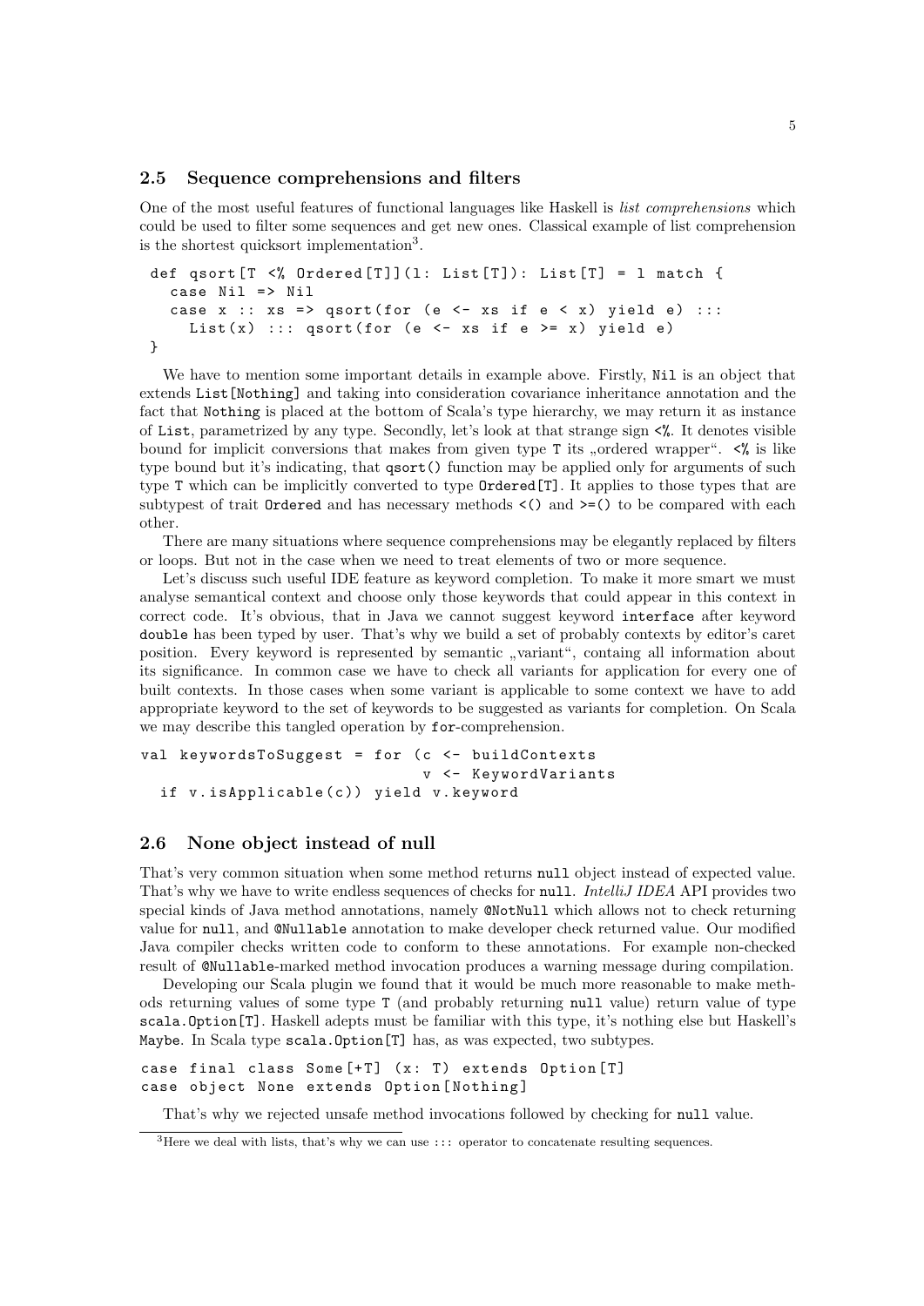## 2.5 Sequence comprehensions and filters

One of the most useful features of functional languages like Haskell is *list comprehensions* which could be used to filter some sequences and get new ones. Classical example of list comprehension is the shortest quicksort implementation[3].

```
def qsort[T <% Ordered[T]](l: List[T]): List[T] = l match {
   case Nil => Nil
   case x :: xs => qsort(for (e <- xs if e < x) yield e) :::
     List(x) ::: qsort(for (e <- xs if e >= x) yield e)
}
```

We have to mention some important details in example above. Firstly, `Nil` is an object that extends `List[Nothing]` and taking into consideration covariance inheritance annotation and the fact that `Nothing` is placed at the bottom of Scala's type hierarchy, we may return it as instance of `List`, parametrized by any type. Secondly, let's look at that strange sign `<%`. It denotes visible bound for implicit conversions that makes from given type `T` its „ordered wrapper". `<%` is like type bound but it's indicating, that `qsort()` function may be applied only for arguments of such type `T` which can be implicitly converted to type `Ordered[T]`. It applies to those types that are subtypest of trait `Ordered` and has necessary methods `<()` and `>=()` to be compared with each other.

There are many situations where sequence comprehensions may be elegantly replaced by filters or loops. But not in the case when we need to treat elements of two or more sequence.

Let's discuss such useful IDE feature as keyword completion. To make it more smart we must analyse semantical context and choose only those keywords that could appear in this context in correct code. It's obvious, that in Java we cannot suggest keyword `interface` after keyword `double` has been typed by user. That's why we build a set of probably contexts by editor's caret position. Every keyword is represented by semantic „variant", containg all information about its significance. In common case we have to check all variants for application for every one of built contexts. In those cases when some variant is applicable to some context we have to add appropriate keyword to the set of keywords to be suggested as variants for completion. On Scala we may describe this tangled operation by `for`-comprehension.

```
val keywordsToSuggest = for (c <- buildContexts
                             v <- KeywordVariants
  if v.isApplicable(c)) yield v.keyword
```

## 2.6 None object instead of null

That's very common situation when some method returns `null` object instead of expected value. That's why we have to write endless sequences of checks for `null`. *IntelliJ IDEA* API provides two special kinds of Java method annotations, namely `@NotNull` which allows not to check returning value for `null`, and `@Nullable` annotation to make developer check returned value. Our modified Java compiler checks written code to conform to these annotations. For example non-checked result of `@Nullable`-marked method invocation produces a warning message during compilation.

Developing our Scala plugin we found that it would be much more reasonable to make methods returning values of some type `T` (and probably returning `null` value) return value of type `scala.Option[T]`. Haskell adepts must be familiar with this type, it's nothing else but Haskell's `Maybe`. In Scala type `scala.Option[T]` has, as was expected, two subtypes.

```
case final class Some[+T] (x: T) extends Option[T]
case object None extends Option[Nothing]
```

That's why we rejected unsafe method invocations followed by checking for `null` value.

[3] Here we deal with lists, that's why we can use `:::` operator to concatenate resulting sequences.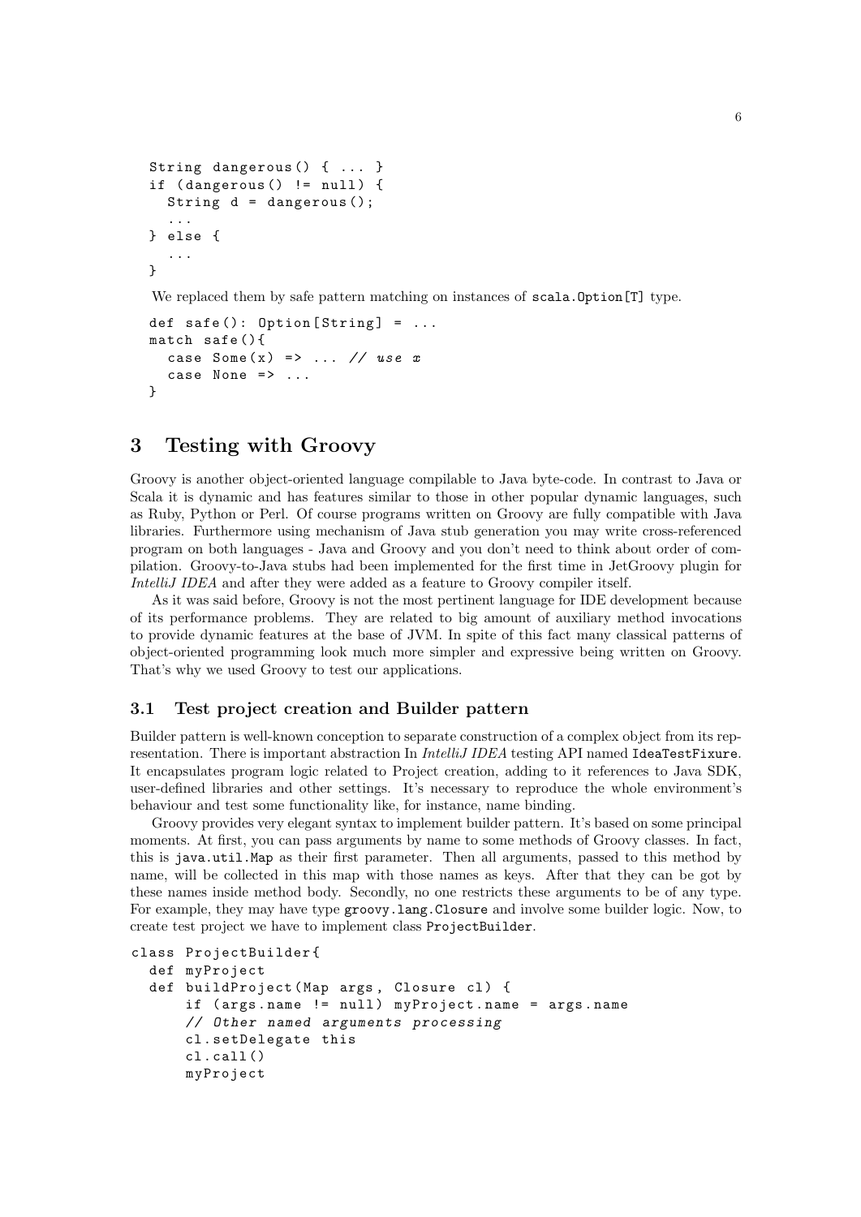```
String dangerous() { ... }
if (dangerous() != null) {
  String d = dangerous();
  ...
} else {
  ...
}
```

We replaced them by safe pattern matching on instances of `scala.Option[T]` type.

```
def safe(): Option[String] = ...
match safe(){
  case Some(x) => ... // use x
  case None => ...
}
```

# 3 Testing with Groovy

Groovy is another object-oriented language compilable to Java byte-code. In contrast to Java or Scala it is dynamic and has features similar to those in other popular dynamic languages, such as Ruby, Python or Perl. Of course programs written on Groovy are fully compatible with Java libraries. Furthermore using mechanism of Java stub generation you may write cross-referenced program on both languages - Java and Groovy and you don't need to think about order of compilation. Groovy-to-Java stubs had been implemented for the first time in JetGroovy plugin for *IntelliJ IDEA* and after they were added as a feature to Groovy compiler itself.

As it was said before, Groovy is not the most pertinent language for IDE development because of its performance problems. They are related to big amount of auxiliary method invocations to provide dynamic features at the base of JVM. In spite of this fact many classical patterns of object-oriented programming look much more simpler and expressive being written on Groovy. That's why we used Groovy to test our applications.

## 3.1 Test project creation and Builder pattern

Builder pattern is well-known conception to separate construction of a complex object from its representation. There is important abstraction In *IntelliJ IDEA* testing API named `IdeaTestFixure`. It encapsulates program logic related to Project creation, adding to it references to Java SDK, user-defined libraries and other settings. It's necessary to reproduce the whole environment's behaviour and test some functionality like, for instance, name binding.

Groovy provides very elegant syntax to implement builder pattern. It's based on some principal moments. At first, you can pass arguments by name to some methods of Groovy classes. In fact, this is `java.util.Map` as their first parameter. Then all arguments, passed to this method by name, will be collected in this map with those names as keys. After that they can be got by these names inside method body. Secondly, no one restricts these arguments to be of any type. For example, they may have type `groovy.lang.Closure` and involve some builder logic. Now, to create test project we have to implement class `ProjectBuilder`.

```
class ProjectBuilder{
  def myProject
  def buildProject(Map args, Closure cl) {
      if (args.name != null) myProject.name = args.name
      // Other named arguments processing
      cl.setDelegate this
      cl.call()
      myProject
```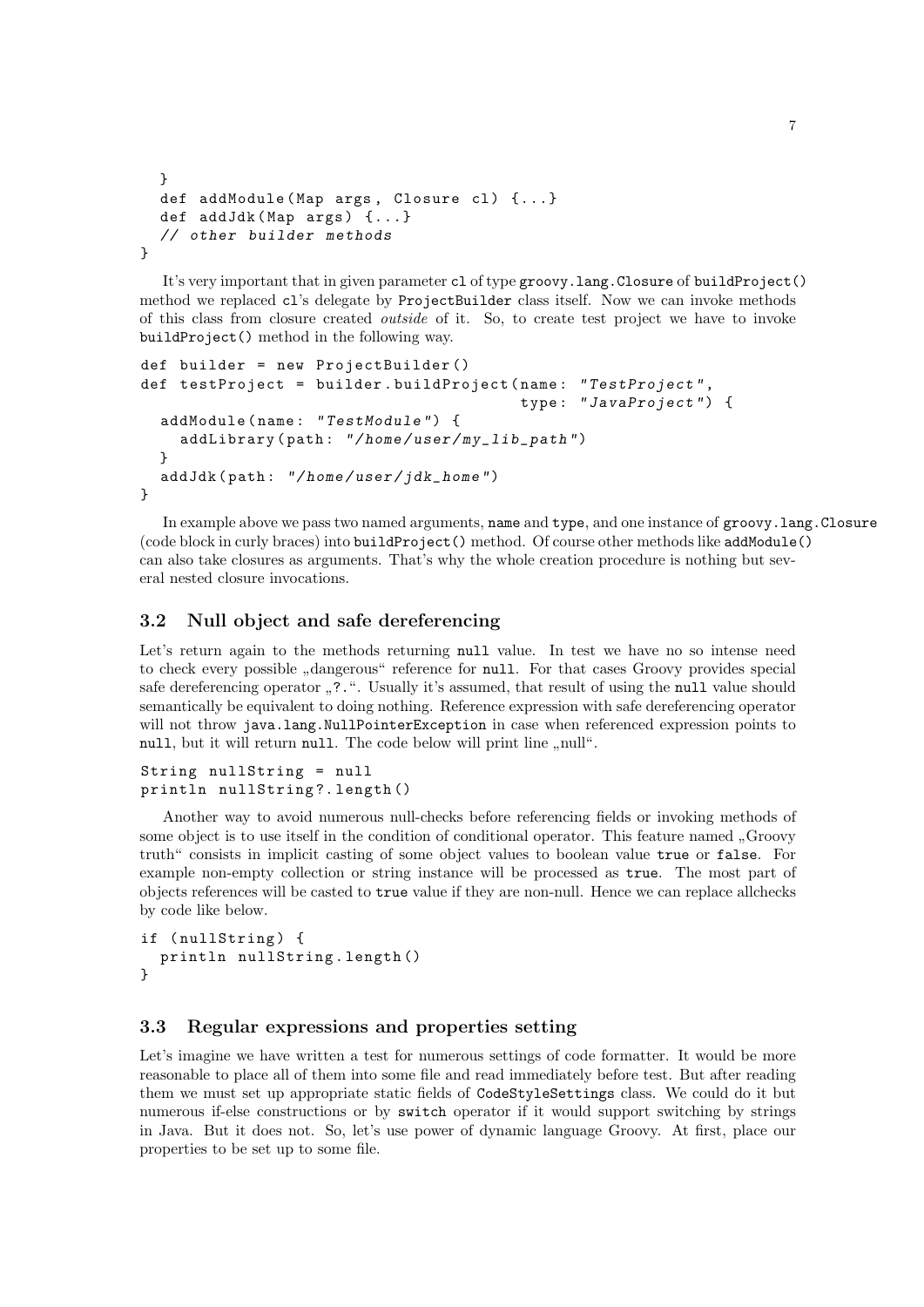```
  }
  def addModule(Map args, Closure cl) {...}
  def addJdk(Map args) {...}
  // other builder methods
}
```

It's very important that in given parameter `cl` of type `groovy.lang.Closure` of `buildProject()` method we replaced `cl`'s delegate by `ProjectBuilder` class itself. Now we can invoke methods of this class from closure created *outside* of it. So, to create test project we have to invoke `buildProject()` method in the following way.

```
def builder = new ProjectBuilder()
def testProject = builder.buildProject(name: "TestProject",
                                       type: "JavaProject") {
  addModule(name: "TestModule") {
    addLibrary(path: "/home/user/my_lib_path")
  }
  addJdk(path: "/home/user/jdk_home")
}
```

In example above we pass two named arguments, `name` and `type`, and one instance of `groovy.lang.Closure` (code block in curly braces) into `buildProject()` method. Of course other methods like `addModule()` can also take closures as arguments. That's why the whole creation procedure is nothing but several nested closure invocations.

## 3.2 Null object and safe dereferencing

Let's return again to the methods returning `null` value. In test we have no so intense need to check every possible „dangerous" reference for `null`. For that cases Groovy provides special safe dereferencing operator „`?.`". Usually it's assumed, that result of using the `null` value should semantically be equivalent to doing nothing. Reference expression with safe dereferencing operator will not throw `java.lang.NullPointerException` in case when referenced expression points to `null`, but it will return `null`. The code below will print line „null".

```
String nullString = null
println nullString?.length()
```

Another way to avoid numerous null-checks before referencing fields or invoking methods of some object is to use itself in the condition of conditional operator. This feature named „Groovy truth" consists in implicit casting of some object values to boolean value `true` or `false`. For example non-empty collection or string instance will be processed as `true`. The most part of objects references will be casted to `true` value if they are non-null. Hence we can replace allchecks by code like below.

```
if (nullString) {
  println nullString.length()
}
```

## 3.3 Regular expressions and properties setting

Let's imagine we have written a test for numerous settings of code formatter. It would be more reasonable to place all of them into some file and read immediately before test. But after reading them we must set up appropriate static fields of `CodeStyleSettings` class. We could do it but numerous if-else constructions or by `switch` operator if it would support switching by strings in Java. But it does not. So, let's use power of dynamic language Groovy. At first, place our properties to be set up to some file.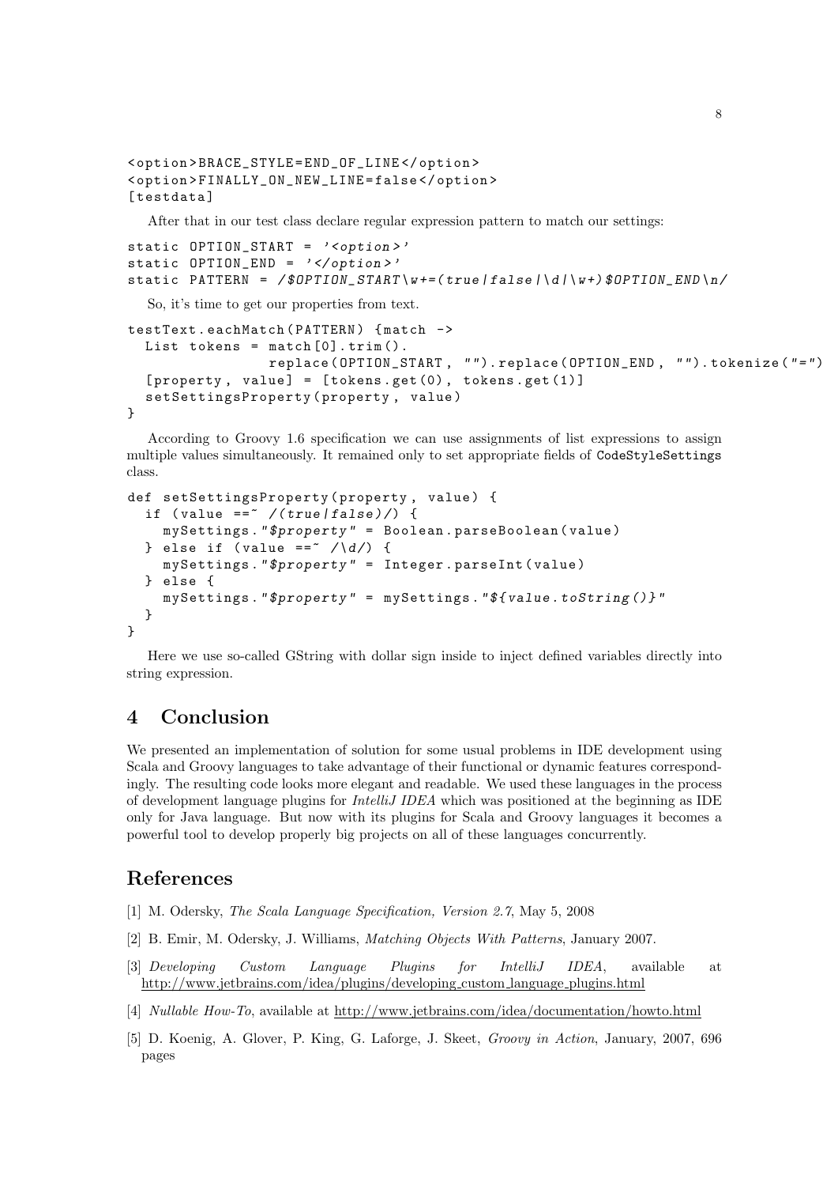```
<option>BRACE_STYLE=END_OF_LINE</option>
<option>FINALLY_ON_NEW_LINE=false</option>
[testdata]
```

After that in our test class declare regular expression pattern to match our settings:

```
static OPTION_START = '<option>'
static OPTION_END = '</option>'
static PATTERN = /$OPTION_START\w+=(true|false|\d|\w+)$OPTION_END\n/
```

So, it's time to get our properties from text.

```
testText.eachMatch(PATTERN) {match ->
  List tokens = match[0].trim().
                replace(OPTION_START, "").replace(OPTION_END, "").tokenize("=")
  [property, value] = [tokens.get(0), tokens.get(1)]
  setSettingsProperty(property, value)
}
```

According to Groovy 1.6 specification we can use assignments of list expressions to assign multiple values simultaneously. It remained only to set appropriate fields of `CodeStyleSettings` class.

```
def setSettingsProperty(property, value) {
  if (value ==~ /(true|false)/) {
    mySettings."$property" = Boolean.parseBoolean(value)
  } else if (value ==~ /\d/) {
    mySettings."$property" = Integer.parseInt(value)
  } else {
    mySettings."$property" = mySettings."${value.toString()}"
  }
}
```

Here we use so-called GString with dollar sign inside to inject defined variables directly into string expression.

## 4 Conclusion

We presented an implementation of solution for some usual problems in IDE development using Scala and Groovy languages to take advantage of their functional or dynamic features correspondingly. The resulting code looks more elegant and readable. We used these languages in the process of development language plugins for *IntelliJ IDEA* which was positioned at the beginning as IDE only for Java language. But now with its plugins for Scala and Groovy languages it becomes a powerful tool to develop properly big projects on all of these languages concurrently.

## References

[1] M. Odersky, *The Scala Language Specification, Version 2.7*, May 5, 2008

[2] B. Emir, M. Odersky, J. Williams, *Matching Objects With Patterns*, January 2007.

[3] *Developing Custom Language Plugins for IntelliJ IDEA*, available at http://www.jetbrains.com/idea/plugins/developing_custom_language_plugins.html

[4] *Nullable How-To*, available at http://www.jetbrains.com/idea/documentation/howto.html

[5] D. Koenig, A. Glover, P. King, G. Laforge, J. Skeet, *Groovy in Action*, January, 2007, 696 pages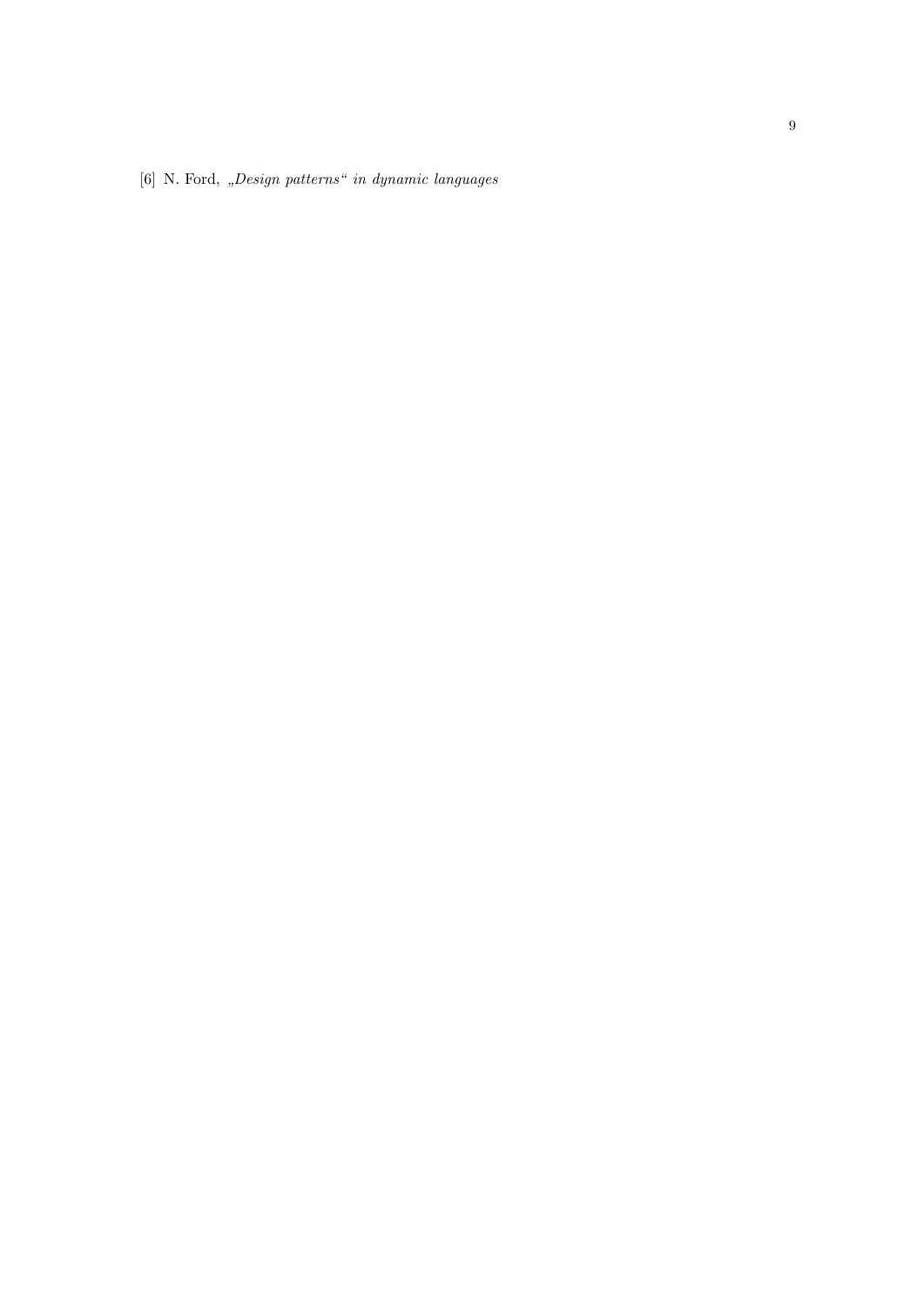[6] N. Ford, *„Design patterns“ in dynamic languages*